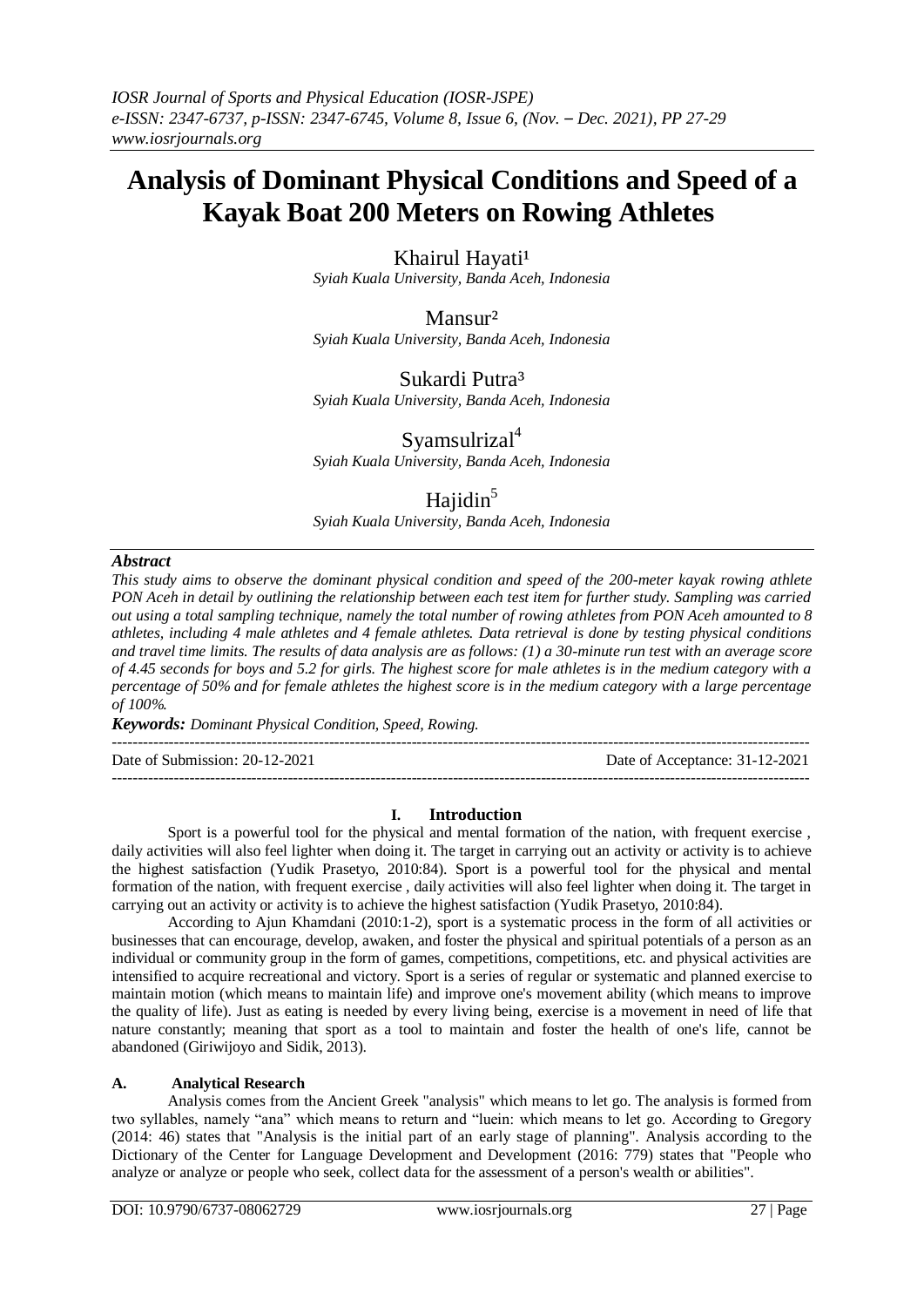# Analysis of Dominant Physical Conditions and Speed of a Kayak Boat 200 Meters on Rowing Athletes

Khairul Hayati[1]
*Syiah Kuala University, Banda Aceh, Indonesia*

Mansur[2]
*Syiah Kuala University, Banda Aceh, Indonesia*

Sukardi Putra[3]
*Syiah Kuala University, Banda Aceh, Indonesia*

Syamsulrizal[4]
*Syiah Kuala University, Banda Aceh, Indonesia*

Hajidin[5]
*Syiah Kuala University, Banda Aceh, Indonesia*

## *Abstract*

*This study aims to observe the dominant physical condition and speed of the 200-meter kayak rowing athlete PON Aceh in detail by outlining the relationship between each test item for further study. Sampling was carried out using a total sampling technique, namely the total number of rowing athletes from PON Aceh amounted to 8 athletes, including 4 male athletes and 4 female athletes. Data retrieval is done by testing physical conditions and travel time limits. The results of data analysis are as follows: (1) a 30-minute run test with an average score of 4.45 seconds for boys and 5.2 for girls. The highest score for male athletes is in the medium category with a percentage of 50% and for female athletes the highest score is in the medium category with a large percentage of 100%.*

***Keywords:*** *Dominant Physical Condition, Speed, Rowing.*

---

Date of Submission: 20-12-2021 Date of Acceptance: 31-12-2021

---

## I. Introduction

Sport is a powerful tool for the physical and mental formation of the nation, with frequent exercise , daily activities will also feel lighter when doing it. The target in carrying out an activity or activity is to achieve the highest satisfaction (Yudik Prasetyo, 2010:84). Sport is a powerful tool for the physical and mental formation of the nation, with frequent exercise , daily activities will also feel lighter when doing it. The target in carrying out an activity or activity is to achieve the highest satisfaction (Yudik Prasetyo, 2010:84).

According to Ajun Khamdani (2010:1-2), sport is a systematic process in the form of all activities or businesses that can encourage, develop, awaken, and foster the physical and spiritual potentials of a person as an individual or community group in the form of games, competitions, competitions, etc. and physical activities are intensified to acquire recreational and victory. Sport is a series of regular or systematic and planned exercise to maintain motion (which means to maintain life) and improve one's movement ability (which means to improve the quality of life). Just as eating is needed by every living being, exercise is a movement in need of life that nature constantly; meaning that sport as a tool to maintain and foster the health of one's life, cannot be abandoned (Giriwijoyo and Sidik, 2013).

### A. Analytical Research

Analysis comes from the Ancient Greek "analysis" which means to let go. The analysis is formed from two syllables, namely "ana" which means to return and "luein: which means to let go. According to Gregory (2014: 46) states that "Analysis is the initial part of an early stage of planning". Analysis according to the Dictionary of the Center for Language Development and Development (2016: 779) states that "People who analyze or analyze or people who seek, collect data for the assessment of a person's wealth or abilities".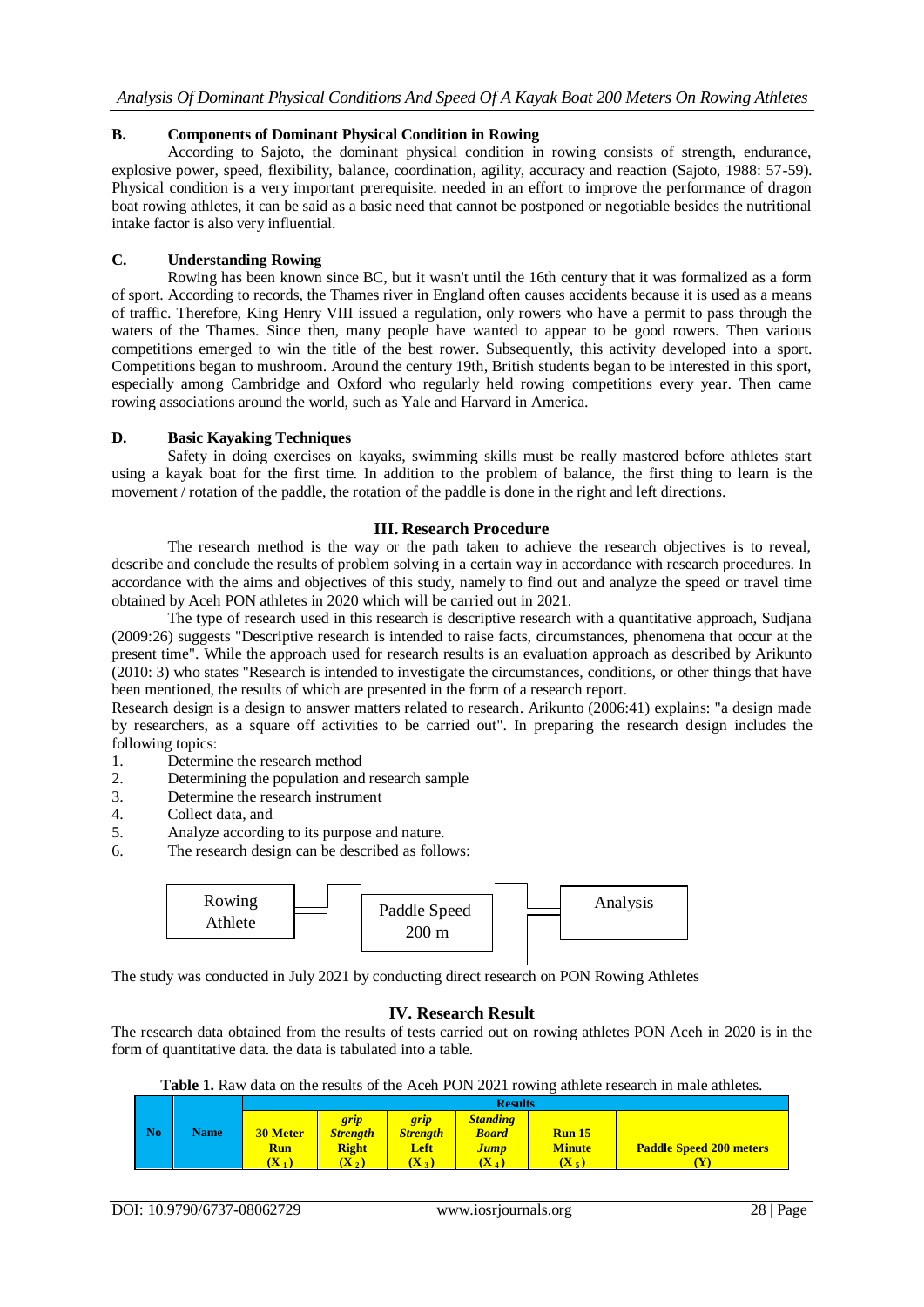### B. Components of Dominant Physical Condition in Rowing

According to Sajoto, the dominant physical condition in rowing consists of strength, endurance, explosive power, speed, flexibility, balance, coordination, agility, accuracy and reaction (Sajoto, 1988: 57-59). Physical condition is a very important prerequisite. needed in an effort to improve the performance of dragon boat rowing athletes, it can be said as a basic need that cannot be postponed or negotiable besides the nutritional intake factor is also very influential.

### C. Understanding Rowing

Rowing has been known since BC, but it wasn't until the 16th century that it was formalized as a form of sport. According to records, the Thames river in England often causes accidents because it is used as a means of traffic. Therefore, King Henry VIII issued a regulation, only rowers who have a permit to pass through the waters of the Thames. Since then, many people have wanted to appear to be good rowers. Then various competitions emerged to win the title of the best rower. Subsequently, this activity developed into a sport. Competitions began to mushroom. Around the century 19th, British students began to be interested in this sport, especially among Cambridge and Oxford who regularly held rowing competitions every year. Then came rowing associations around the world, such as Yale and Harvard in America.

### D. Basic Kayaking Techniques

Safety in doing exercises on kayaks, swimming skills must be really mastered before athletes start using a kayak boat for the first time. In addition to the problem of balance, the first thing to learn is the movement / rotation of the paddle, the rotation of the paddle is done in the right and left directions.

## III. Research Procedure

The research method is the way or the path taken to achieve the research objectives is to reveal, describe and conclude the results of problem solving in a certain way in accordance with research procedures. In accordance with the aims and objectives of this study, namely to find out and analyze the speed or travel time obtained by Aceh PON athletes in 2020 which will be carried out in 2021.

The type of research used in this research is descriptive research with a quantitative approach, Sudjana (2009:26) suggests "Descriptive research is intended to raise facts, circumstances, phenomena that occur at the present time". While the approach used for research results is an evaluation approach as described by Arikunto (2010: 3) who states "Research is intended to investigate the circumstances, conditions, or other things that have been mentioned, the results of which are presented in the form of a research report.

Research design is a design to answer matters related to research. Arikunto (2006:41) explains: "a design made by researchers, as a square off activities to be carried out". In preparing the research design includes the following topics:

1. Determine the research method
2. Determining the population and research sample
3. Determine the research instrument
4. Collect data, and
5. Analyze according to its purpose and nature.
6. The research design can be described as follows:

Rowing Athlete → Paddle Speed 200 m → Analysis

The study was conducted in July 2021 by conducting direct research on PON Rowing Athletes

## IV. Research Result

The research data obtained from the results of tests carried out on rowing athletes PON Aceh in 2020 is in the form of quantitative data. the data is tabulated into a table.

**Table 1.** Raw data on the results of the Aceh PON 2021 rowing athlete research in male athletes.

| No | Name | Results | | | | | |
|---|---|---|---|---|---|---|---|
| | | **30 Meter Run ($X_1$)** | ***grip Strength* Right ($X_2$)** | ***grip Strength* Left ($X_3$)** | ***Standing Board Jump* ($X_4$)** | **Run 15 Minute ($X_5$)** | **Paddle Speed 200 meters (Y)** |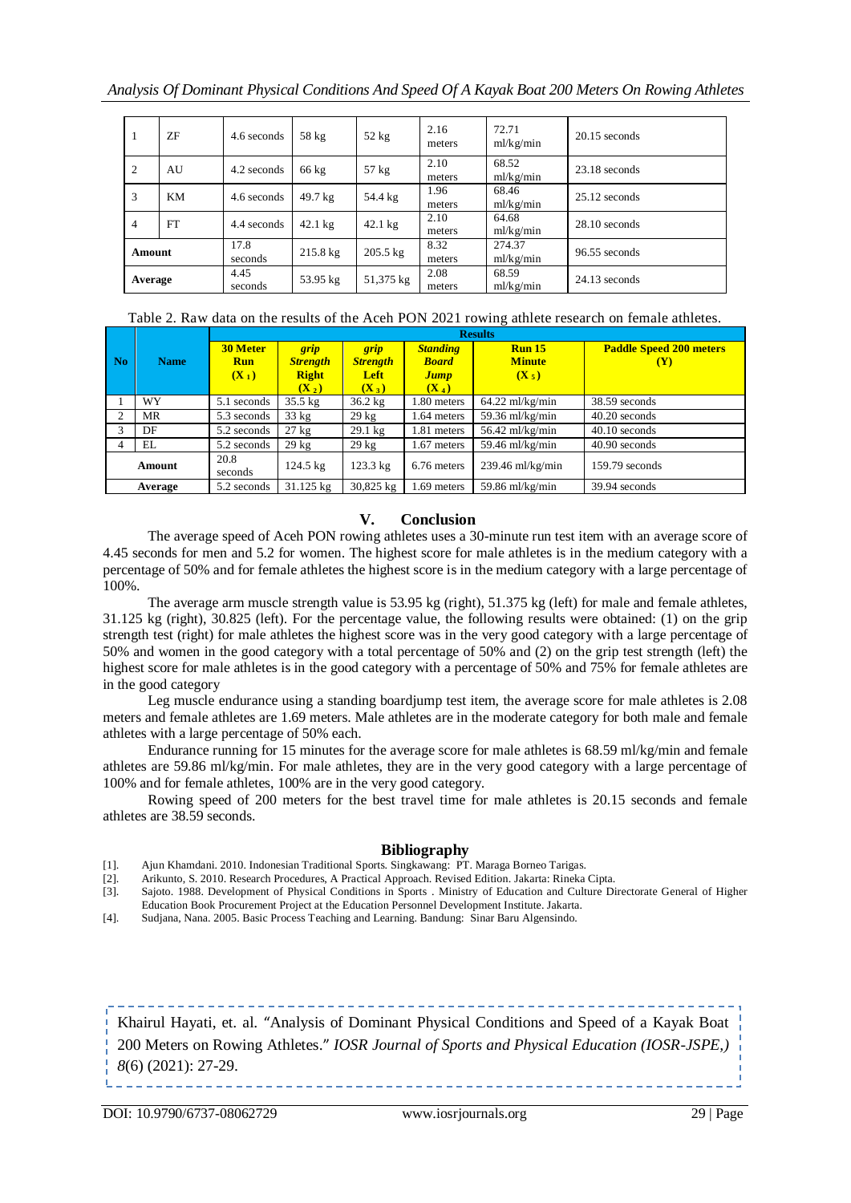| | | | | | | | |
|---|---|---|---|---|---|---|---|
| 1 | ZF | 4.6 seconds | 58 kg | 52 kg | 2.16 meters | 72.71 ml/kg/min | 20.15 seconds |
| 2 | AU | 4.2 seconds | 66 kg | 57 kg | 2.10 meters | 68.52 ml/kg/min | 23.18 seconds |
| 3 | KM | 4.6 seconds | 49.7 kg | 54.4 kg | 1.96 meters | 68.46 ml/kg/min | 25.12 seconds |
| 4 | FT | 4.4 seconds | 42.1 kg | 42.1 kg | 2.10 meters | 64.68 ml/kg/min | 28.10 seconds |
| **Amount** | | 17.8 seconds | 215.8 kg | 205.5 kg | 8.32 meters | 274.37 ml/kg/min | 96.55 seconds |
| **Average** | | 4.45 seconds | 53.95 kg | 51,375 kg | 2.08 meters | 68.59 ml/kg/min | 24.13 seconds |

Table 2. Raw data on the results of the Aceh PON 2021 rowing athlete research on female athletes.

| No | Name | Results | | | | | |
|---|---|---|---|---|---|---|---|
| | | **30 Meter Run ($X_1$)** | ***grip Strength* Right ($X_2$)** | ***grip Strength* Left ($X_3$)** | ***Standing Board Jump* ($X_4$)** | **Run 15 Minute ($X_5$)** | **Paddle Speed 200 meters (Y)** |
| 1 | WY | 5.1 seconds | 35.5 kg | 36.2 kg | 1.80 meters | 64.22 ml/kg/min | 38.59 seconds |
| 2 | MR | 5.3 seconds | 33 kg | 29 kg | 1.64 meters | 59.36 ml/kg/min | 40.20 seconds |
| 3 | DF | 5.2 seconds | 27 kg | 29.1 kg | 1.81 meters | 56.42 ml/kg/min | 40.10 seconds |
| 4 | EL | 5.2 seconds | 29 kg | 29 kg | 1.67 meters | 59.46 ml/kg/min | 40.90 seconds |
| **Amount** | | 20.8 seconds | 124.5 kg | 123.3 kg | 6.76 meters | 239.46 ml/kg/min | 159.79 seconds |
| **Average** | | 5.2 seconds | 31.125 kg | 30,825 kg | 1.69 meters | 59.86 ml/kg/min | 39.94 seconds |

## V. Conclusion

The average speed of Aceh PON rowing athletes uses a 30-minute run test item with an average score of 4.45 seconds for men and 5.2 for women. The highest score for male athletes is in the medium category with a percentage of 50% and for female athletes the highest score is in the medium category with a large percentage of 100%.

The average arm muscle strength value is 53.95 kg (right), 51.375 kg (left) for male and female athletes, 31.125 kg (right), 30.825 (left). For the percentage value, the following results were obtained: (1) on the grip strength test (right) for male athletes the highest score was in the very good category with a large percentage of 50% and women in the good category with a total percentage of 50% and (2) on the grip test strength (left) the highest score for male athletes is in the good category with a percentage of 50% and 75% for female athletes are in the good category

Leg muscle endurance using a standing boardjump test item, the average score for male athletes is 2.08 meters and female athletes are 1.69 meters. Male athletes are in the moderate category for both male and female athletes with a large percentage of 50% each.

Endurance running for 15 minutes for the average score for male athletes is 68.59 ml/kg/min and female athletes are 59.86 ml/kg/min. For male athletes, they are in the very good category with a large percentage of 100% and for female athletes, 100% are in the very good category.

Rowing speed of 200 meters for the best travel time for male athletes is 20.15 seconds and female athletes are 38.59 seconds.

## Bibliography

[1]. Ajun Khamdani. 2010. Indonesian Traditional Sports. Singkawang: PT. Maraga Borneo Tarigas.

[2]. Arikunto, S. 2010. Research Procedures, A Practical Approach. Revised Edition. Jakarta: Rineka Cipta.

[3]. Sajoto. 1988. Development of Physical Conditions in Sports . Ministry of Education and Culture Directorate General of Higher Education Book Procurement Project at the Education Personnel Development Institute. Jakarta.

[4]. Sudjana, Nana. 2005. Basic Process Teaching and Learning. Bandung: Sinar Baru Algensindo.

Khairul Hayati, et. al. "Analysis of Dominant Physical Conditions and Speed of a Kayak Boat 200 Meters on Rowing Athletes." *IOSR Journal of Sports and Physical Education (IOSR-JSPE,)* *8*(6) (2021): 27-29.